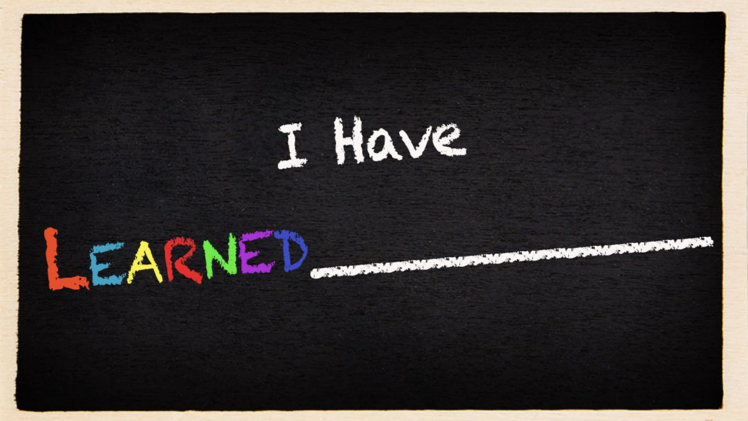I Have

LEARNED \_\_\_\_\_\_\_\_\_\_\_\_\_\_\_\_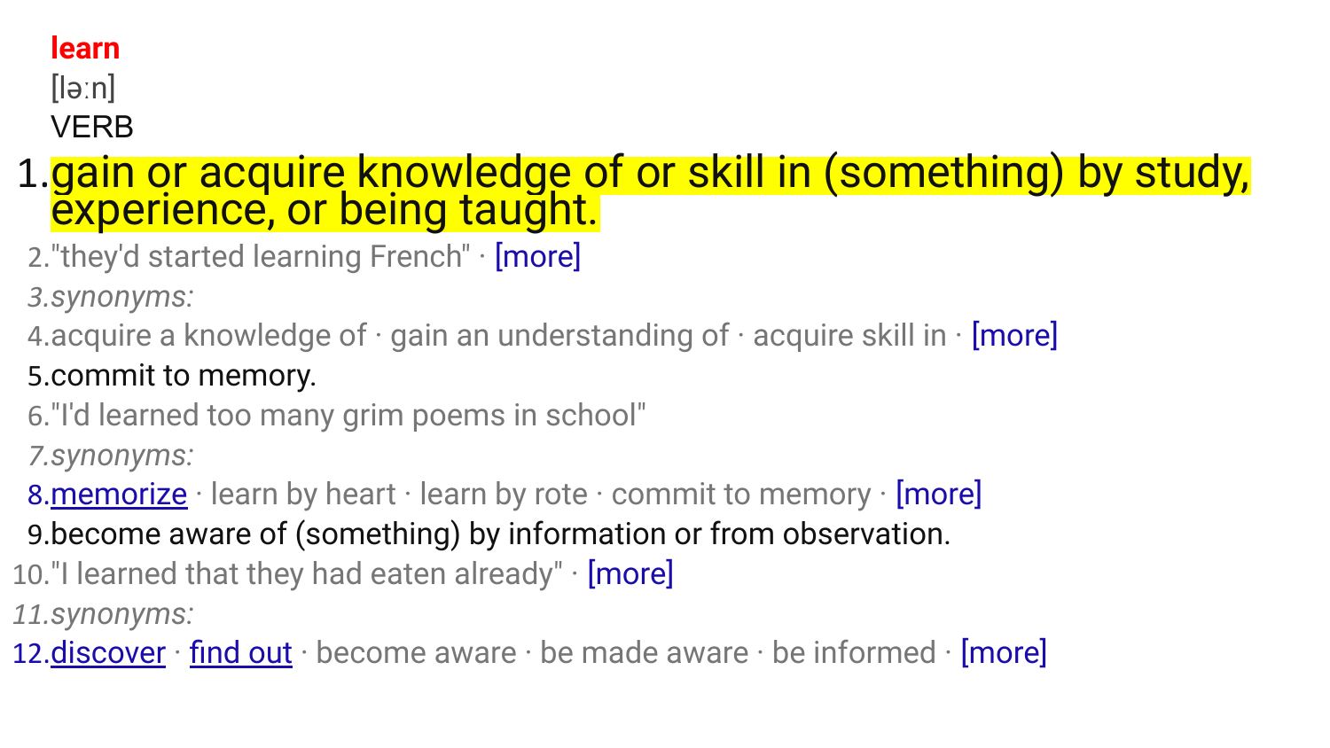**learn**

[ləːn]

VERB

1. gain or acquire knowledge of or skill in (something) by study, experience, or being taught.
2. "they'd started learning French" · [more]
3. *synonyms:*
4. acquire a knowledge of · gain an understanding of · acquire skill in · [more]
5. commit to memory.
6. "I'd learned too many grim poems in school"
7. *synonyms:*
8. memorize · learn by heart · learn by rote · commit to memory · [more]
9. become aware of (something) by information or from observation.
10. "I learned that they had eaten already" · [more]
11. *synonyms:*
12. discover · find out · become aware · be made aware · be informed · [more]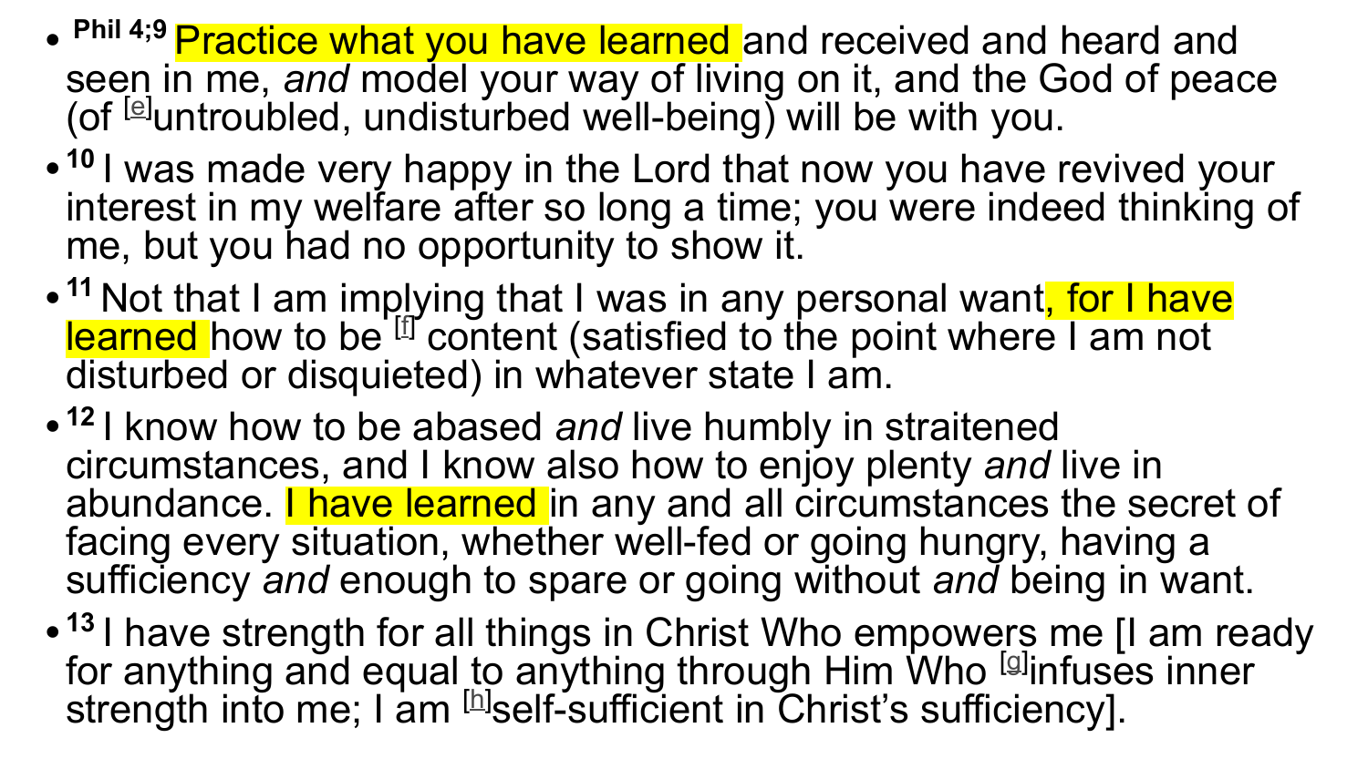- Phil 4;9 Practice what you have learned and received and heard and seen in me, *and* model your way of living on it, and the God of peace (of [e]untroubled, undisturbed well-being) will be with you.
- 10 I was made very happy in the Lord that now you have revived your interest in my welfare after so long a time; you were indeed thinking of me, but you had no opportunity to show it.
- 11 Not that I am implying that I was in any personal want, for I have learned how to be [f] content (satisfied to the point where I am not disturbed or disquieted) in whatever state I am.
- 12 I know how to be abased *and* live humbly in straitened circumstances, and I know also how to enjoy plenty *and* live in abundance. I have learned in any and all circumstances the secret of facing every situation, whether well-fed or going hungry, having a sufficiency *and* enough to spare or going without *and* being in want.
- 13 I have strength for all things in Christ Who empowers me [I am ready for anything and equal to anything through Him Who [g]infuses inner strength into me; I am [h]self-sufficient in Christ's sufficiency].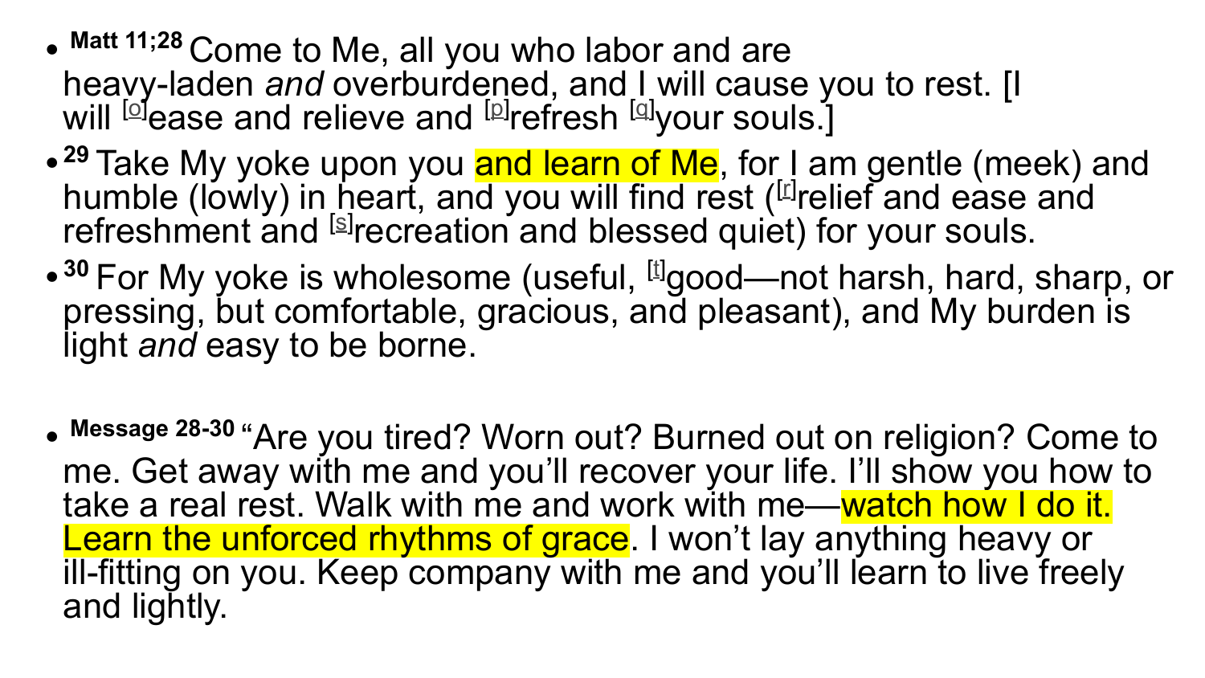- **Matt 11;28** Come to Me, all you who labor and are heavy-laden *and* overburdened, and I will cause you to rest. [I will [o]ease and relieve and [p]refresh [q]your souls.]
- **29** Take My yoke upon you and learn of Me, for I am gentle (meek) and humble (lowly) in heart, and you will find rest ([r]relief and ease and refreshment and [s]recreation and blessed quiet) for your souls.
- **30** For My yoke is wholesome (useful, [t]good—not harsh, hard, sharp, or pressing, but comfortable, gracious, and pleasant), and My burden is light *and* easy to be borne.

- **Message 28-30** "Are you tired? Worn out? Burned out on religion? Come to me. Get away with me and you'll recover your life. I'll show you how to take a real rest. Walk with me and work with me—watch how I do it. Learn the unforced rhythms of grace. I won't lay anything heavy or ill-fitting on you. Keep company with me and you'll learn to live freely and lightly.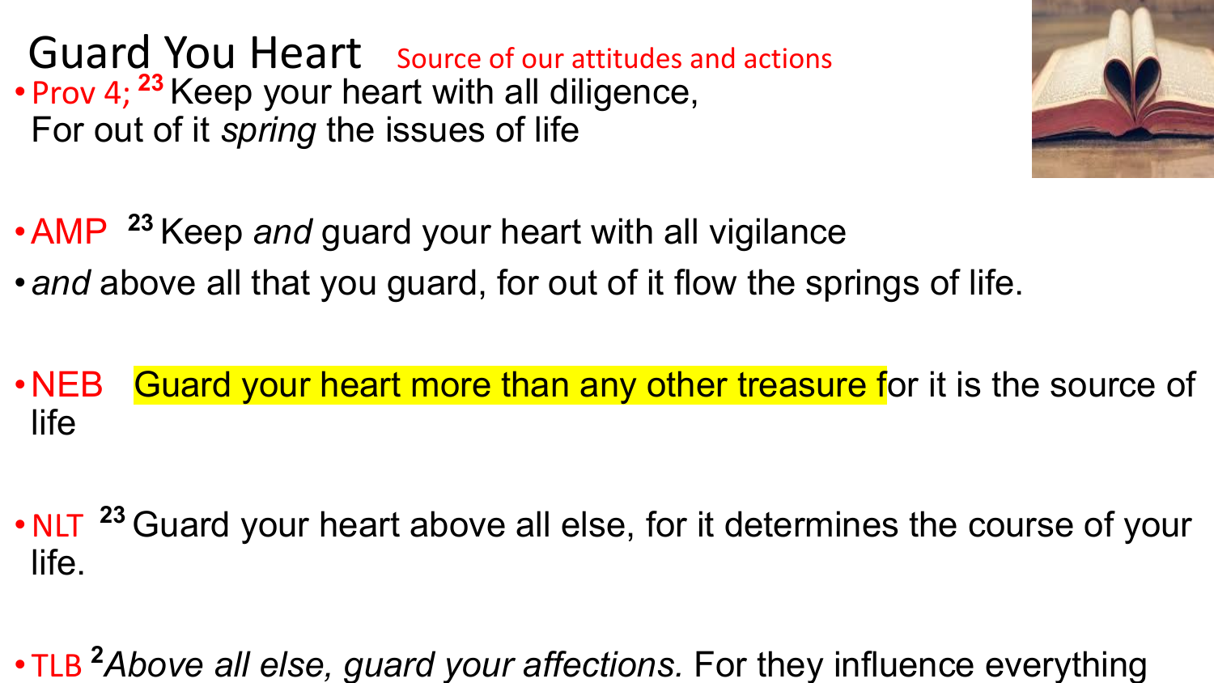# Guard You Heart

Source of our attitudes and actions

- Prov 4; 23 Keep your heart with all diligence,
  For out of it *spring* the issues of life

- AMP 23 Keep *and* guard your heart with all vigilance
- *and* above all that you guard, for out of it flow the springs of life.

- NEB Guard your heart more than any other treasure for it is the source of life

- NLT 23 Guard your heart above all else, for it determines the course of your life.

- TLB 2 *Above all else, guard your affections.* For they influence everything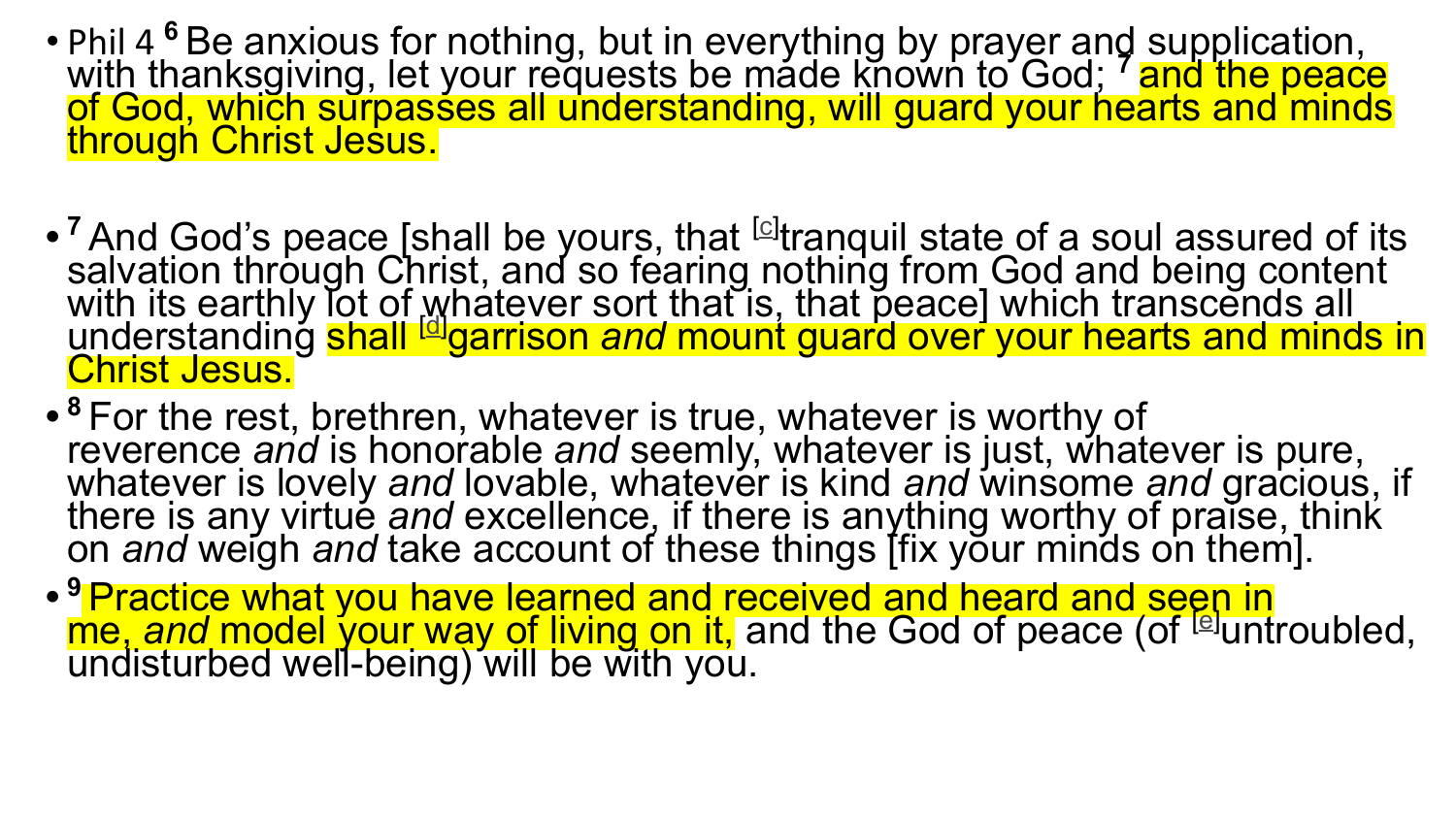- Phil 4 [6] Be anxious for nothing, but in everything by prayer and supplication, with thanksgiving, let your requests be made known to God; [7] and the peace of God, which surpasses all understanding, will guard your hearts and minds through Christ Jesus.

- [7] And God's peace [shall be yours, that [c]tranquil state of a soul assured of its salvation through Christ, and so fearing nothing from God and being content with its earthly lot of whatever sort that is, that peace] which transcends all understanding shall [d]garrison *and* mount guard over your hearts and minds in Christ Jesus.
- [8] For the rest, brethren, whatever is true, whatever is worthy of reverence *and* is honorable *and* seemly, whatever is just, whatever is pure, whatever is lovely *and* lovable, whatever is kind *and* winsome *and* gracious, if there is any virtue *and* excellence, if there is anything worthy of praise, think on *and* weigh *and* take account of these things [fix your minds on them].
- [9] Practice what you have learned and received and heard and seen in me, *and* model your way of living on it, and the God of peace (of [e]untroubled, undisturbed well-being) will be with you.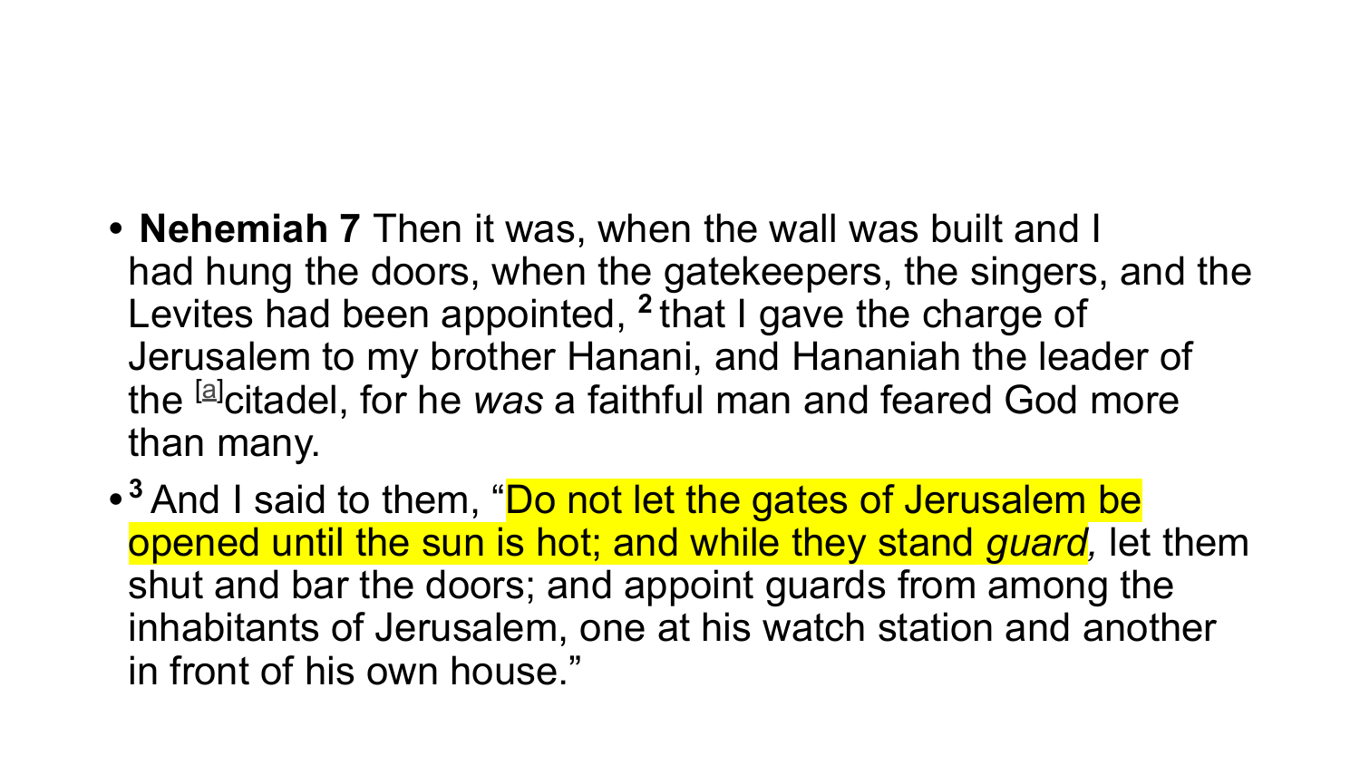- **Nehemiah 7** Then it was, when the wall was built and I had hung the doors, when the gatekeepers, the singers, and the Levites had been appointed, [2] that I gave the charge of Jerusalem to my brother Hanani, and Hananiah the leader of the [a]citadel, for he *was* a faithful man and feared God more than many.
- [3] And I said to them, "Do not let the gates of Jerusalem be opened until the sun is hot; and while they stand *guard,* let them shut and bar the doors; and appoint guards from among the inhabitants of Jerusalem, one at his watch station and another in front of his own house."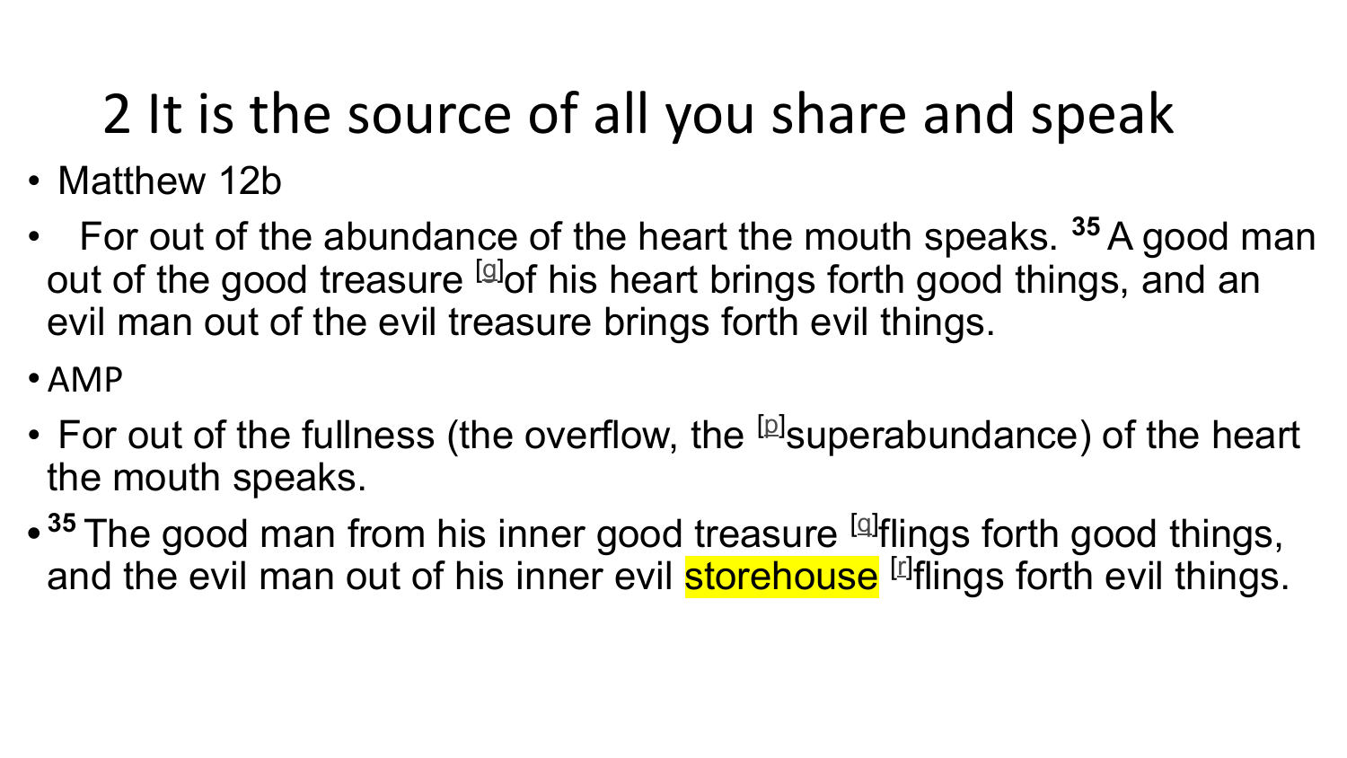# 2 It is the source of all you share and speak

- Matthew 12b
- For out of the abundance of the heart the mouth speaks. **35** A good man out of the good treasure [g]of his heart brings forth good things, and an evil man out of the evil treasure brings forth evil things.
- AMP
- For out of the fullness (the overflow, the [p]superabundance) of the heart the mouth speaks.
- **35** The good man from his inner good treasure [q]flings forth good things, and the evil man out of his inner evil storehouse [r]flings forth evil things.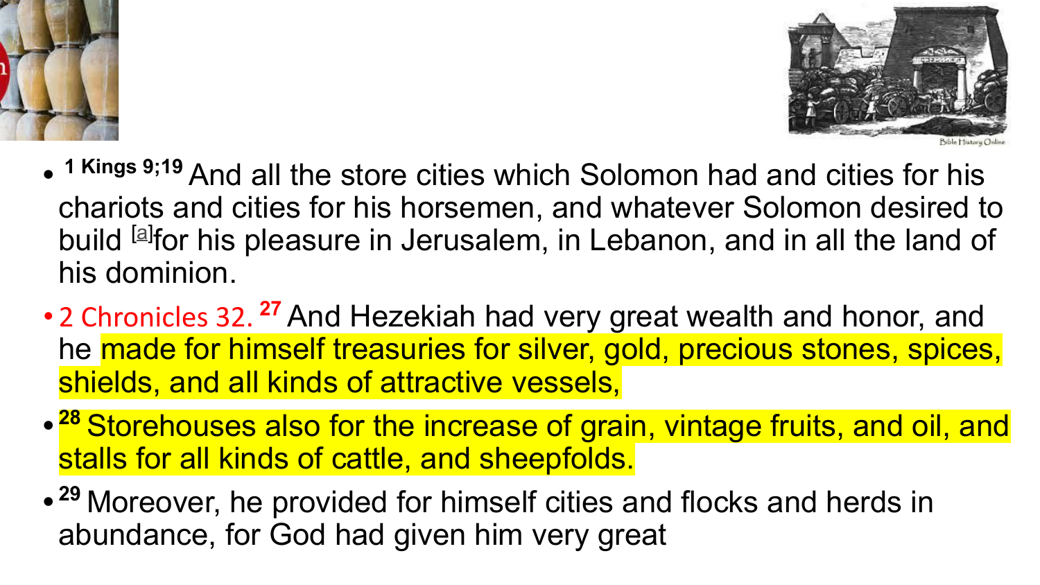- [1] Kings 9;19 And all the store cities which Solomon had and cities for his chariots and cities for his horsemen, and whatever Solomon desired to build [a]for his pleasure in Jerusalem, in Lebanon, and in all the land of his dominion.
- 2 Chronicles 32. [27] And Hezekiah had very great wealth and honor, and he made for himself treasuries for silver, gold, precious stones, spices, shields, and all kinds of attractive vessels,
- [28] Storehouses also for the increase of grain, vintage fruits, and oil, and stalls for all kinds of cattle, and sheepfolds.
- [29] Moreover, he provided for himself cities and flocks and herds in abundance, for God had given him very great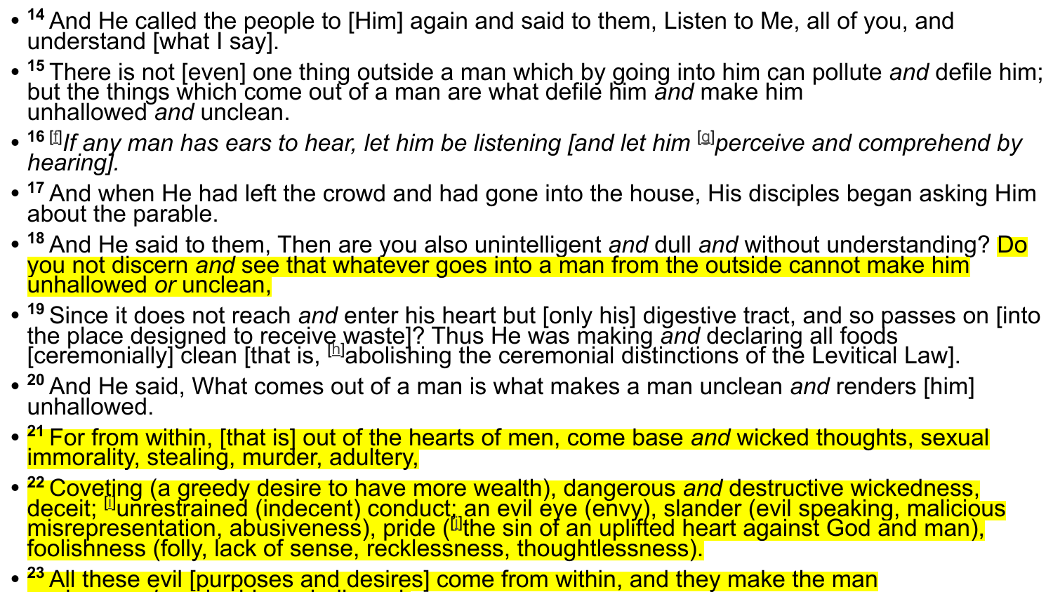- **14** And He called the people to [Him] again and said to them, Listen to Me, all of you, and understand [what I say].
- **15** There is not [even] one thing outside a man which by going into him can pollute *and* defile him; but the things which come out of a man are what defile him *and* make him unhallowed *and* unclean.
- **16** [f] *If any man has ears to hear, let him be listening [and let him* [g]*perceive and comprehend by hearing].*
- **17** And when He had left the crowd and had gone into the house, His disciples began asking Him about the parable.
- **18** And He said to them, Then are you also unintelligent *and* dull *and* without understanding? Do you not discern *and* see that whatever goes into a man from the outside cannot make him unhallowed *or* unclean,
- **19** Since it does not reach *and* enter his heart but [only his] digestive tract, and so passes on [into the place designed to receive waste]? Thus He was making *and* declaring all foods [ceremonially] clean [that is, [h]abolishing the ceremonial distinctions of the Levitical Law].
- **20** And He said, What comes out of a man is what makes a man unclean *and* renders [him] unhallowed.
- **21** For from within, [that is] out of the hearts of men, come base *and* wicked thoughts, sexual immorality, stealing, murder, adultery,
- **22** Coveting (a greedy desire to have more wealth), dangerous *and* destructive wickedness, deceit; [i]unrestrained (indecent) conduct; an evil eye (envy), slander (evil speaking, malicious misrepresentation, abusiveness), pride ([j]the sin of an uplifted heart against God and man), foolishness (folly, lack of sense, recklessness, thoughtlessness).
- **23** All these evil [purposes and desires] come from within, and they make the man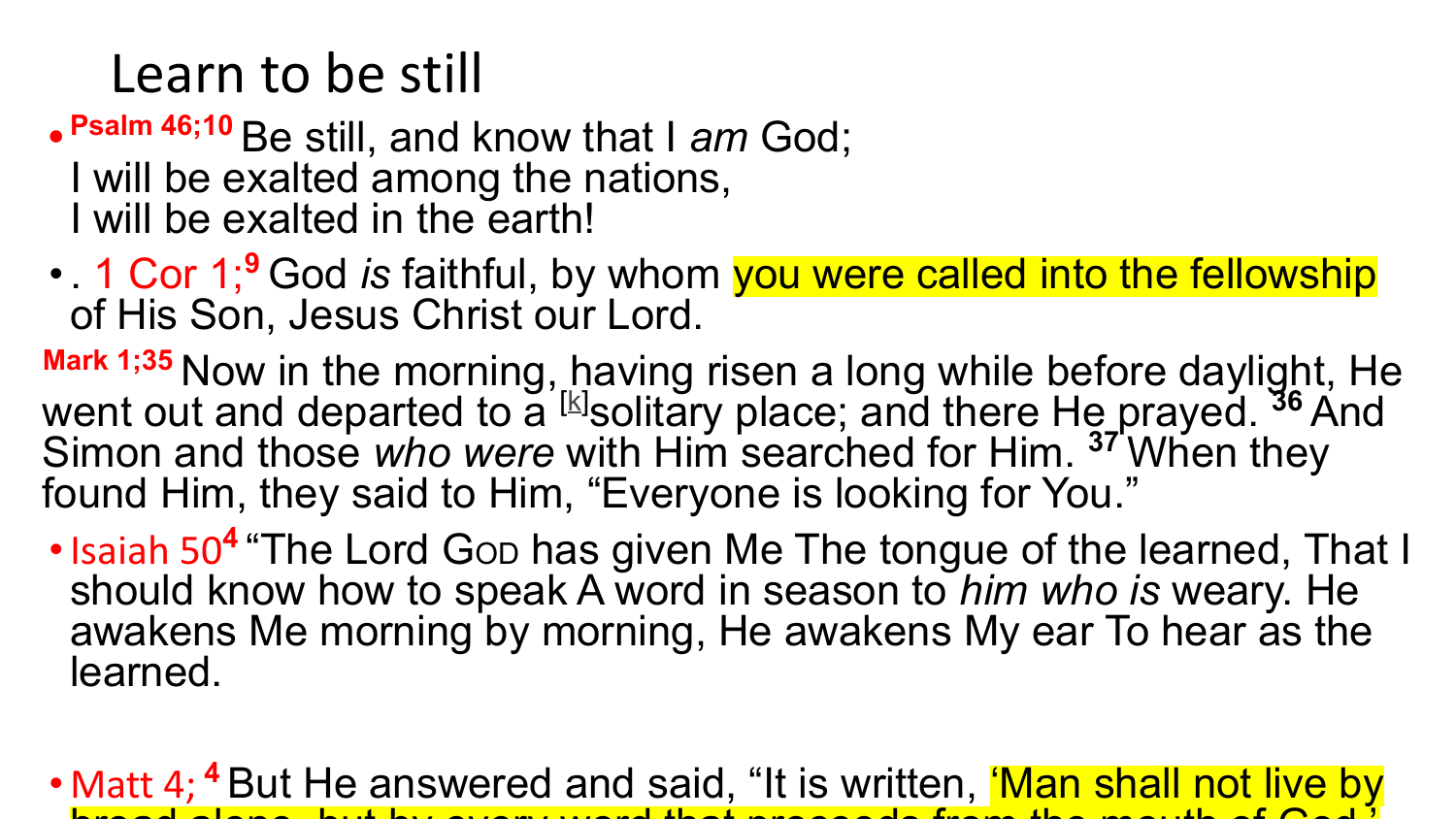# Learn to be still

- **Psalm 46;10** Be still, and know that I *am* God;
  I will be exalted among the nations,
  I will be exalted in the earth!
- . 1 Cor 1;[9] God *is* faithful, by whom you were called into the fellowship of His Son, Jesus Christ our Lord.

**Mark 1;35** Now in the morning, having risen a long while before daylight, He went out and departed to a [k]solitary place; and there He prayed. [36] And Simon and those *who were* with Him searched for Him. [37] When they found Him, they said to Him, “Everyone is looking for You.”

- Isaiah 50[4] “The Lord GOD has given Me The tongue of the learned, That I should know how to speak A word in season to *him who is* weary. He awakens Me morning by morning, He awakens My ear To hear as the learned.

- Matt 4; [4] But He answered and said, “It is written, ‘Man shall not live by bread alone, but by every word that proceeds from the mouth of God.’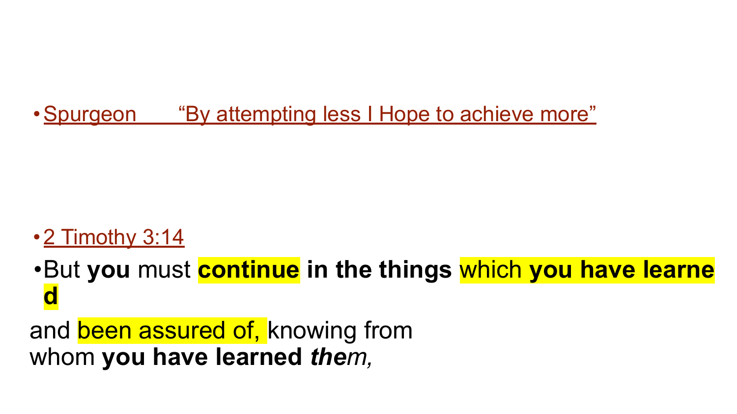- Spurgeon “By attempting less I Hope to achieve more”

- 2 Timothy 3:14
- But **you** must **continue in the things** which **you have learned**

and been assured of, knowing from
whom **you have learned *the*m,**